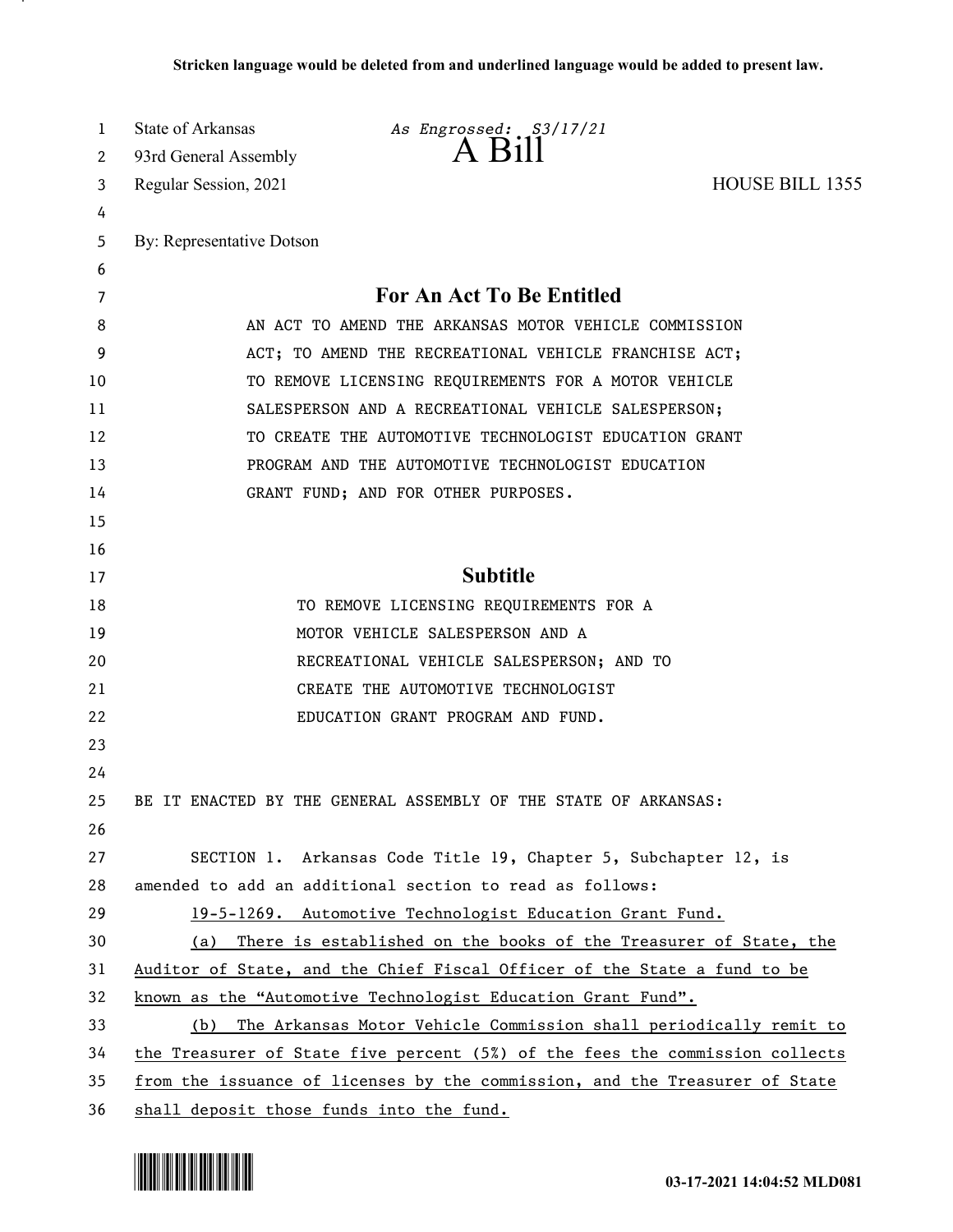**Stricken language would be deleted from and underlined language would be added to present law.**

State of Arkansas *As Engrossed: S3/17/21*

93rd General Assembly

# A Bill

Regular Session, 2021 HOUSE BILL 1355

By: Representative Dotson

## For An Act To Be Entitled

AN ACT TO AMEND THE ARKANSAS MOTOR VEHICLE COMMISSION ACT; TO AMEND THE RECREATIONAL VEHICLE FRANCHISE ACT; TO REMOVE LICENSING REQUIREMENTS FOR A MOTOR VEHICLE SALESPERSON AND A RECREATIONAL VEHICLE SALESPERSON; TO CREATE THE AUTOMOTIVE TECHNOLOGIST EDUCATION GRANT PROGRAM AND THE AUTOMOTIVE TECHNOLOGIST EDUCATION GRANT FUND; AND FOR OTHER PURPOSES.

## Subtitle

TO REMOVE LICENSING REQUIREMENTS FOR A MOTOR VEHICLE SALESPERSON AND A RECREATIONAL VEHICLE SALESPERSON; AND TO CREATE THE AUTOMOTIVE TECHNOLOGIST EDUCATION GRANT PROGRAM AND FUND.

BE IT ENACTED BY THE GENERAL ASSEMBLY OF THE STATE OF ARKANSAS:

SECTION 1. Arkansas Code Title 19, Chapter 5, Subchapter 12, is amended to add an additional section to read as follows:

<u>19-5-1269. Automotive Technologist Education Grant Fund.</u>

<u>(a) There is established on the books of the Treasurer of State, the Auditor of State, and the Chief Fiscal Officer of the State a fund to be known as the "Automotive Technologist Education Grant Fund".</u>

<u>(b) The Arkansas Motor Vehicle Commission shall periodically remit to the Treasurer of State five percent (5%) of the fees the commission collects from the issuance of licenses by the commission, and the Treasurer of State shall deposit those funds into the fund.</u>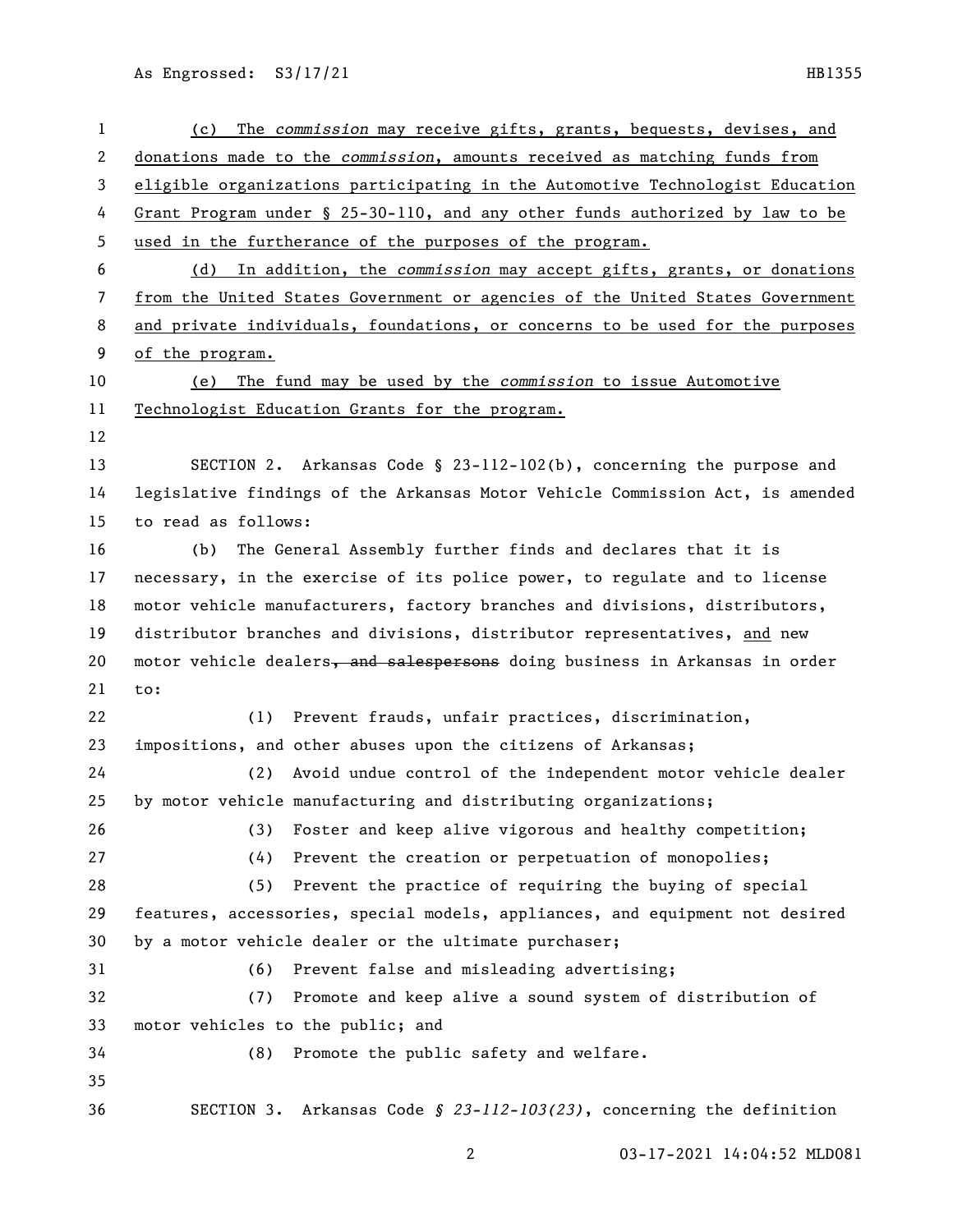(c) The *commission* may receive gifts, grants, bequests, devises, and donations made to the *commission*, amounts received as matching funds from eligible organizations participating in the Automotive Technologist Education Grant Program under § 25-30-110, and any other funds authorized by law to be used in the furtherance of the purposes of the program.

(d) In addition, the *commission* may accept gifts, grants, or donations from the United States Government or agencies of the United States Government and private individuals, foundations, or concerns to be used for the purposes of the program.

(e) The fund may be used by the *commission* to issue Automotive Technologist Education Grants for the program.

SECTION 2. Arkansas Code § 23-112-102(b), concerning the purpose and legislative findings of the Arkansas Motor Vehicle Commission Act, is amended to read as follows:

(b) The General Assembly further finds and declares that it is necessary, in the exercise of its police power, to regulate and to license motor vehicle manufacturers, factory branches and divisions, distributors, distributor branches and divisions, distributor representatives, and new motor vehicle dealers~~, and salespersons~~ doing business in Arkansas in order to:

(1) Prevent frauds, unfair practices, discrimination, impositions, and other abuses upon the citizens of Arkansas;

(2) Avoid undue control of the independent motor vehicle dealer by motor vehicle manufacturing and distributing organizations;

(3) Foster and keep alive vigorous and healthy competition;

(4) Prevent the creation or perpetuation of monopolies;

(5) Prevent the practice of requiring the buying of special features, accessories, special models, appliances, and equipment not desired by a motor vehicle dealer or the ultimate purchaser;

(6) Prevent false and misleading advertising;

(7) Promote and keep alive a sound system of distribution of motor vehicles to the public; and

(8) Promote the public safety and welfare.

SECTION 3. Arkansas Code *§ 23-112-103(23)*, concerning the definition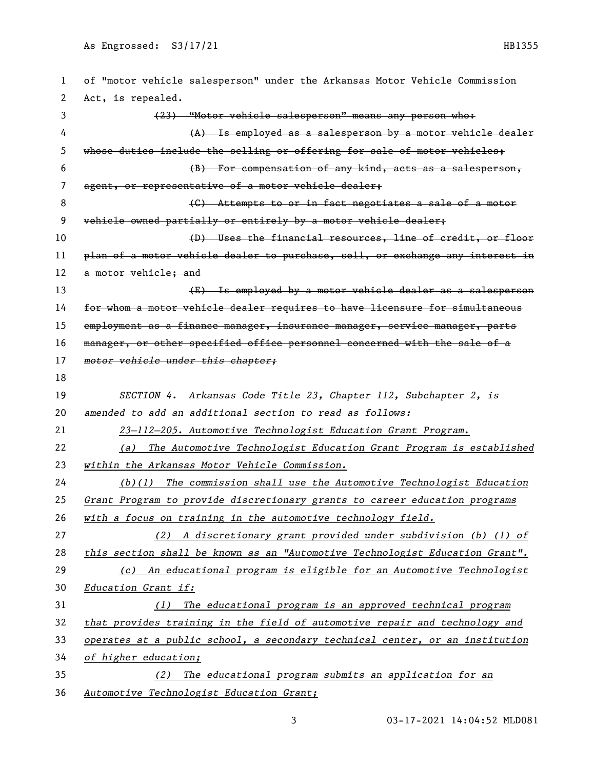of "motor vehicle salesperson" under the Arkansas Motor Vehicle Commission Act, is repealed.

~~(23) "Motor vehicle salesperson" means any person who:~~

~~(A) Is employed as a salesperson by a motor vehicle dealer whose duties include the selling or offering for sale of motor vehicles;~~

~~(B) For compensation of any kind, acts as a salesperson, agent, or representative of a motor vehicle dealer;~~

~~(C) Attempts to or in fact negotiates a sale of a motor vehicle owned partially or entirely by a motor vehicle dealer;~~

~~(D) Uses the financial resources, line of credit, or floor plan of a motor vehicle dealer to purchase, sell, or exchange any interest in a motor vehicle; and~~

~~(E) Is employed by a motor vehicle dealer as a salesperson for whom a motor vehicle dealer requires to have licensure for simultaneous employment as a finance manager, insurance manager, service manager, parts manager, or other specified office personnel concerned with the sale of a *motor vehicle under this chapter;*~~

*SECTION 4. Arkansas Code Title 23, Chapter 112, Subchapter 2, is amended to add an additional section to read as follows:*

*23-112-205. Automotive Technologist Education Grant Program.*

*(a) The Automotive Technologist Education Grant Program is established within the Arkansas Motor Vehicle Commission.*

*(b)(1) The commission shall use the Automotive Technologist Education Grant Program to provide discretionary grants to career education programs with a focus on training in the automotive technology field.*

*(2) A discretionary grant provided under subdivision (b) (1) of this section shall be known as an "Automotive Technologist Education Grant".*

*(c) An educational program is eligible for an Automotive Technologist Education Grant if:*

*(1) The educational program is an approved technical program that provides training in the field of automotive repair and technology and operates at a public school, a secondary technical center, or an institution of higher education;*

*(2) The educational program submits an application for an Automotive Technologist Education Grant;*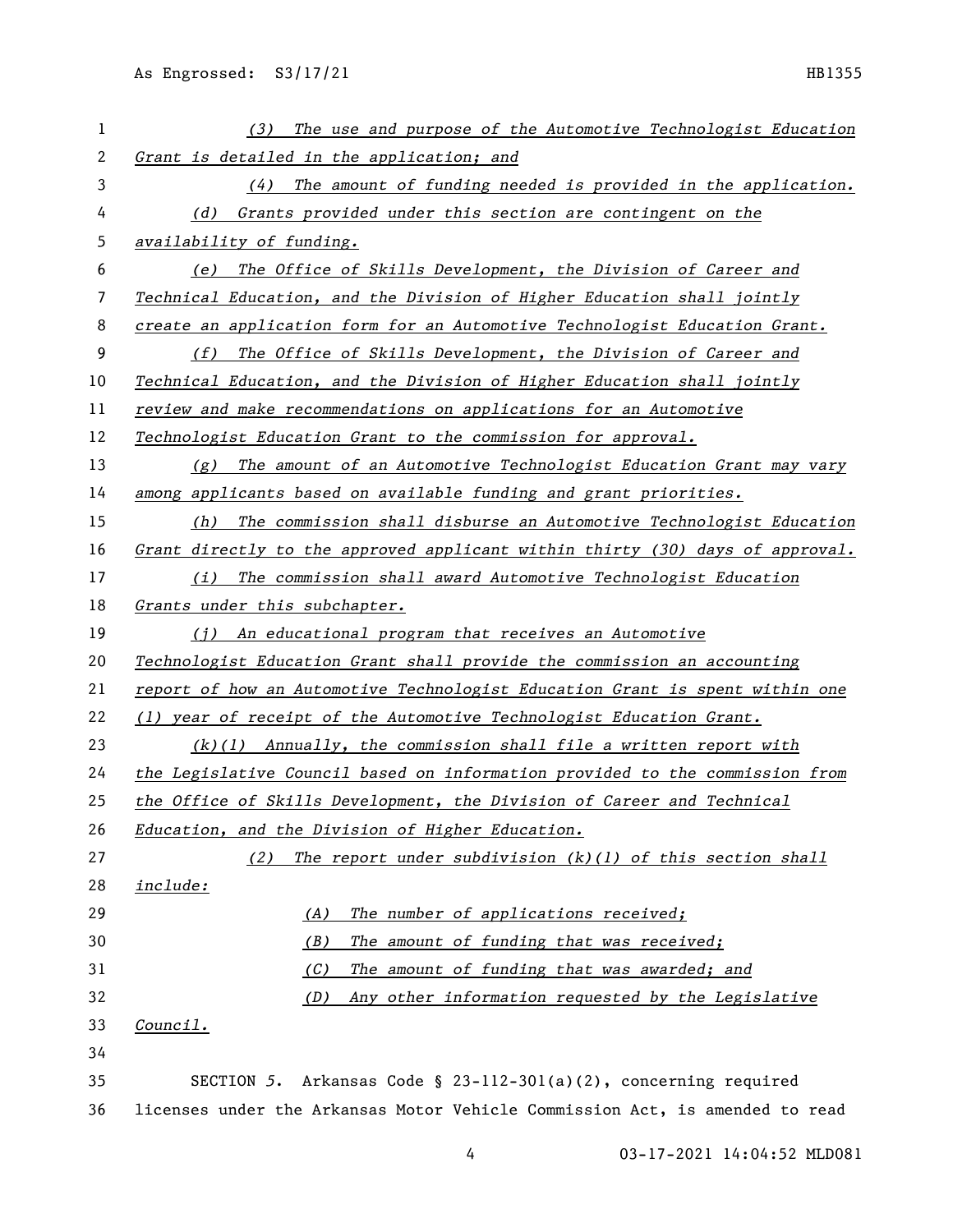*(3) The use and purpose of the Automotive Technologist Education Grant is detailed in the application; and*

*(4) The amount of funding needed is provided in the application.*

*(d) Grants provided under this section are contingent on the availability of funding.*

*(e) The Office of Skills Development, the Division of Career and Technical Education, and the Division of Higher Education shall jointly create an application form for an Automotive Technologist Education Grant.*

*(f) The Office of Skills Development, the Division of Career and Technical Education, and the Division of Higher Education shall jointly review and make recommendations on applications for an Automotive Technologist Education Grant to the commission for approval.*

*(g) The amount of an Automotive Technologist Education Grant may vary among applicants based on available funding and grant priorities.*

*(h) The commission shall disburse an Automotive Technologist Education Grant directly to the approved applicant within thirty (30) days of approval.*

*(i) The commission shall award Automotive Technologist Education Grants under this subchapter.*

*(j) An educational program that receives an Automotive Technologist Education Grant shall provide the commission an accounting report of how an Automotive Technologist Education Grant is spent within one (1) year of receipt of the Automotive Technologist Education Grant.*

*(k)(1) Annually, the commission shall file a written report with the Legislative Council based on information provided to the commission from the Office of Skills Development, the Division of Career and Technical Education, and the Division of Higher Education.*

*(2) The report under subdivision (k)(1) of this section shall include:*

*(A) The number of applications received;*

*(B) The amount of funding that was received;*

*(C) The amount of funding that was awarded; and*

*(D) Any other information requested by the Legislative Council.*

SECTION 5. Arkansas Code § 23-112-301(a)(2), concerning required licenses under the Arkansas Motor Vehicle Commission Act, is amended to read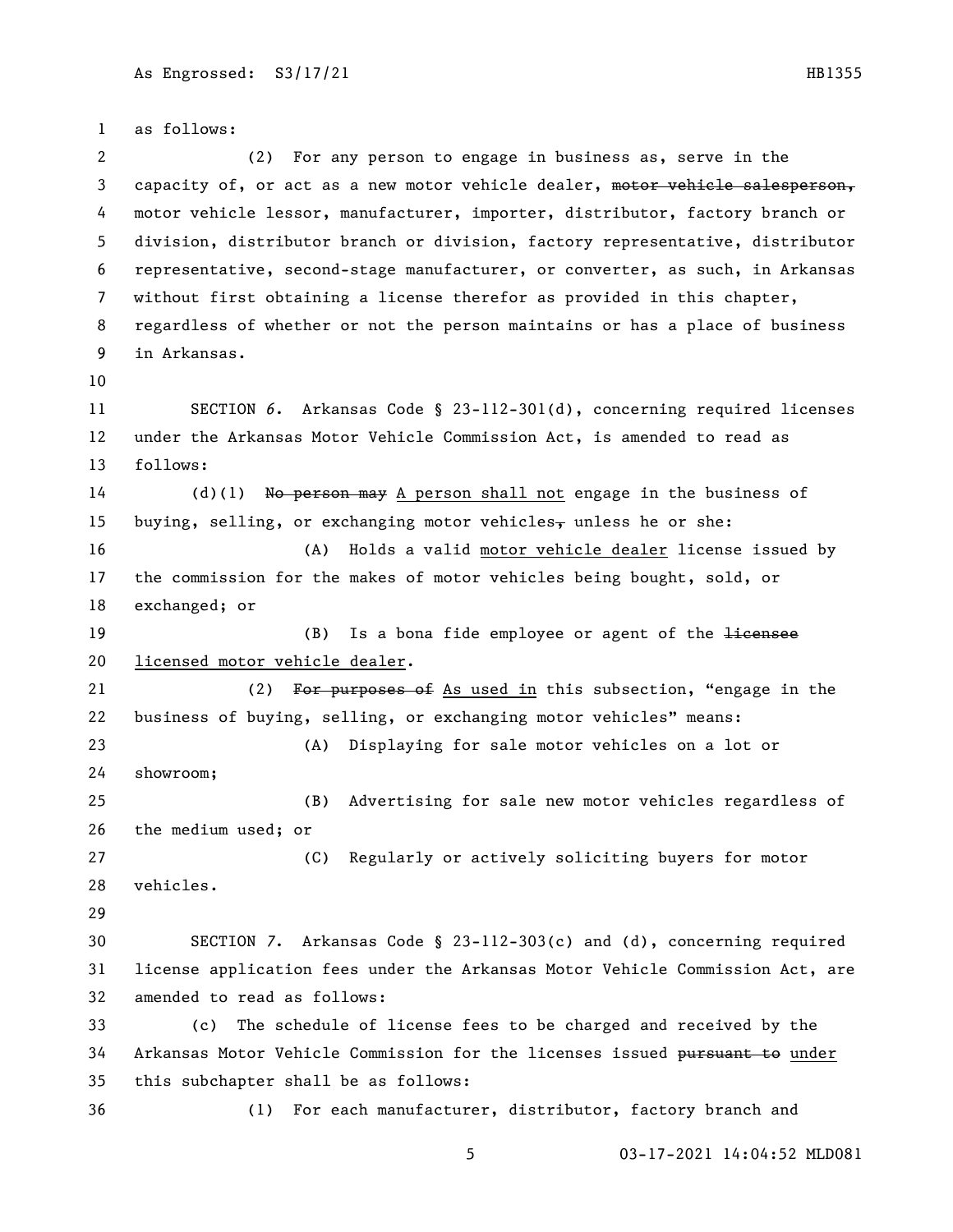as follows:

(2) For any person to engage in business as, serve in the capacity of, or act as a new motor vehicle dealer, ~~motor vehicle salesperson,~~ motor vehicle lessor, manufacturer, importer, distributor, factory branch or division, distributor branch or division, factory representative, distributor representative, second-stage manufacturer, or converter, as such, in Arkansas without first obtaining a license therefor as provided in this chapter, regardless of whether or not the person maintains or has a place of business in Arkansas.

SECTION 6. Arkansas Code § 23-112-301(d), concerning required licenses under the Arkansas Motor Vehicle Commission Act, is amended to read as follows:

(d)(1) ~~No person may~~ A person shall not engage in the business of buying, selling, or exchanging motor vehicles~~,~~ unless he or she:

(A) Holds a valid motor vehicle dealer license issued by the commission for the makes of motor vehicles being bought, sold, or exchanged; or

(B) Is a bona fide employee or agent of the ~~licensee~~ licensed motor vehicle dealer.

(2) ~~For purposes of~~ As used in this subsection, "engage in the business of buying, selling, or exchanging motor vehicles" means:

(A) Displaying for sale motor vehicles on a lot or showroom;

(B) Advertising for sale new motor vehicles regardless of the medium used; or

(C) Regularly or actively soliciting buyers for motor vehicles.

SECTION 7. Arkansas Code § 23-112-303(c) and (d), concerning required license application fees under the Arkansas Motor Vehicle Commission Act, are amended to read as follows:

(c) The schedule of license fees to be charged and received by the Arkansas Motor Vehicle Commission for the licenses issued ~~pursuant to~~ under this subchapter shall be as follows:

(1) For each manufacturer, distributor, factory branch and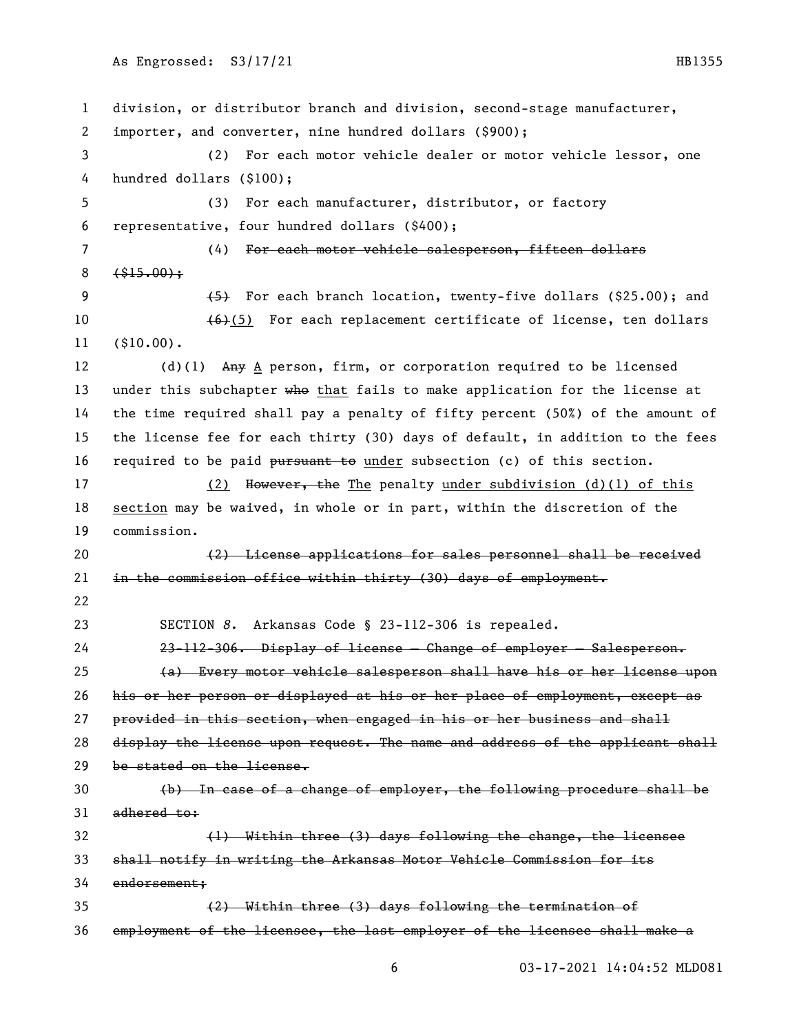division, or distributor branch and division, second-stage manufacturer, importer, and converter, nine hundred dollars ($900);

(2) For each motor vehicle dealer or motor vehicle lessor, one hundred dollars ($100);

(3) For each manufacturer, distributor, or factory representative, four hundred dollars ($400);

(4) ~~For each motor vehicle salesperson, fifteen dollars ($15.00);~~

~~(5)~~ For each branch location, twenty-five dollars ($25.00); and

~~(6)~~(5) For each replacement certificate of license, ten dollars ($10.00).

(d)(1) ~~Any~~ A person, firm, or corporation required to be licensed under this subchapter ~~who~~ that fails to make application for the license at the time required shall pay a penalty of fifty percent (50%) of the amount of the license fee for each thirty (30) days of default, in addition to the fees required to be paid ~~pursuant to~~ under subsection (c) of this section.

(2) ~~However, the~~ The penalty under subdivision (d)(1) of this section may be waived, in whole or in part, within the discretion of the commission.

~~(2) License applications for sales personnel shall be received in the commission office within thirty (30) days of employment.~~

SECTION 8. Arkansas Code § 23-112-306 is repealed.

~~23-112-306. Display of license — Change of employer — Salesperson.~~

~~(a) Every motor vehicle salesperson shall have his or her license upon his or her person or displayed at his or her place of employment, except as provided in this section, when engaged in his or her business and shall display the license upon request. The name and address of the applicant shall be stated on the license.~~

~~(b) In case of a change of employer, the following procedure shall be adhered to:~~

~~(1) Within three (3) days following the change, the licensee shall notify in writing the Arkansas Motor Vehicle Commission for its endorsement;~~

~~(2) Within three (3) days following the termination of employment of the licensee, the last employer of the licensee shall make a~~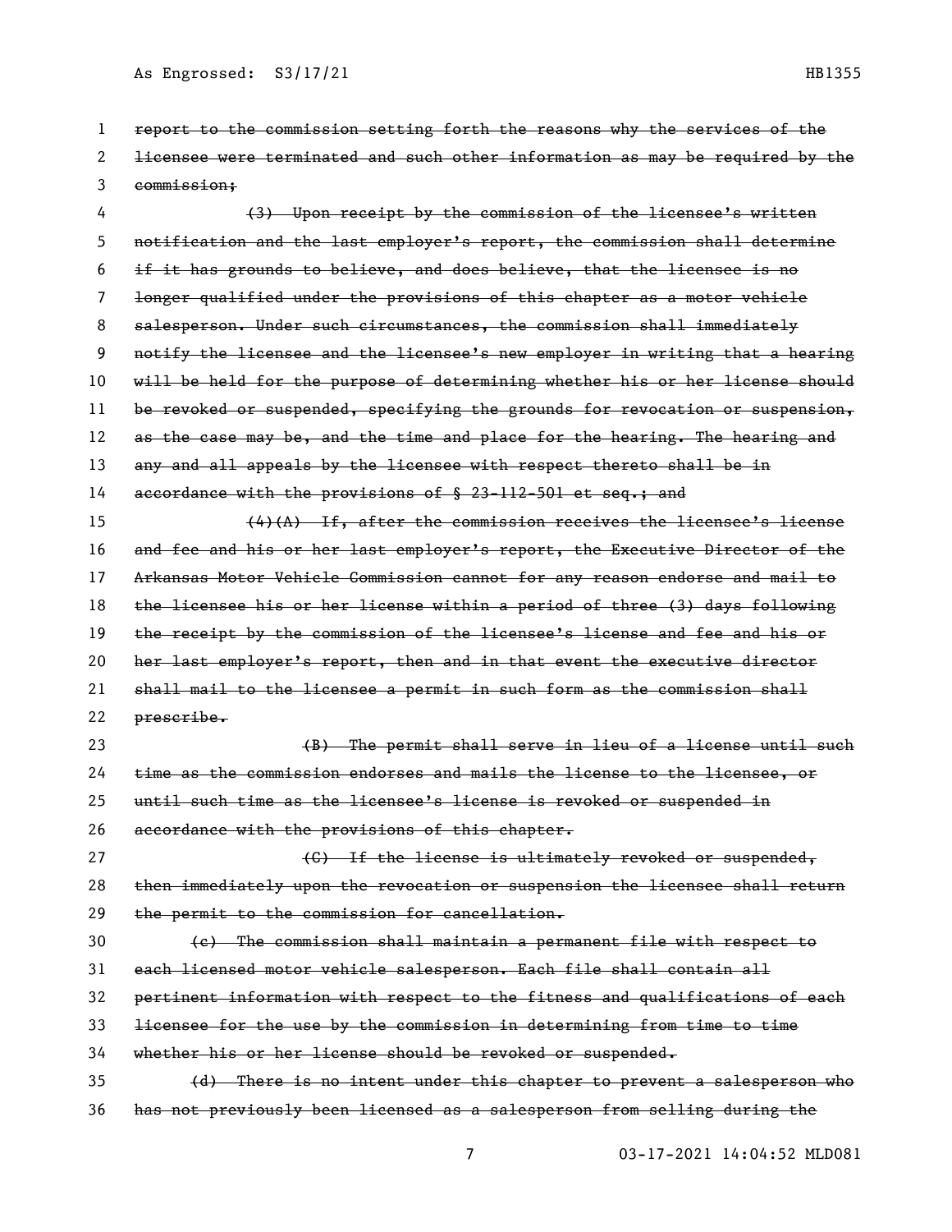~~report to the commission setting forth the reasons why the services of the licensee were terminated and such other information as may be required by the commission;~~

~~(3) Upon receipt by the commission of the licensee's written notification and the last employer's report, the commission shall determine if it has grounds to believe, and does believe, that the licensee is no longer qualified under the provisions of this chapter as a motor vehicle salesperson. Under such circumstances, the commission shall immediately notify the licensee and the licensee's new employer in writing that a hearing will be held for the purpose of determining whether his or her license should be revoked or suspended, specifying the grounds for revocation or suspension, as the case may be, and the time and place for the hearing. The hearing and any and all appeals by the licensee with respect thereto shall be in accordance with the provisions of § 23-112-501 et seq.; and~~

~~(4)(A) If, after the commission receives the licensee's license and fee and his or her last employer's report, the Executive Director of the Arkansas Motor Vehicle Commission cannot for any reason endorse and mail to the licensee his or her license within a period of three (3) days following the receipt by the commission of the licensee's license and fee and his or her last employer's report, then and in that event the executive director shall mail to the licensee a permit in such form as the commission shall prescribe.~~

~~(B) The permit shall serve in lieu of a license until such time as the commission endorses and mails the license to the licensee, or until such time as the licensee's license is revoked or suspended in accordance with the provisions of this chapter.~~

~~(C) If the license is ultimately revoked or suspended, then immediately upon the revocation or suspension the licensee shall return the permit to the commission for cancellation.~~

~~(c) The commission shall maintain a permanent file with respect to each licensed motor vehicle salesperson. Each file shall contain all pertinent information with respect to the fitness and qualifications of each licensee for the use by the commission in determining from time to time whether his or her license should be revoked or suspended.~~

~~(d) There is no intent under this chapter to prevent a salesperson who has not previously been licensed as a salesperson from selling during the~~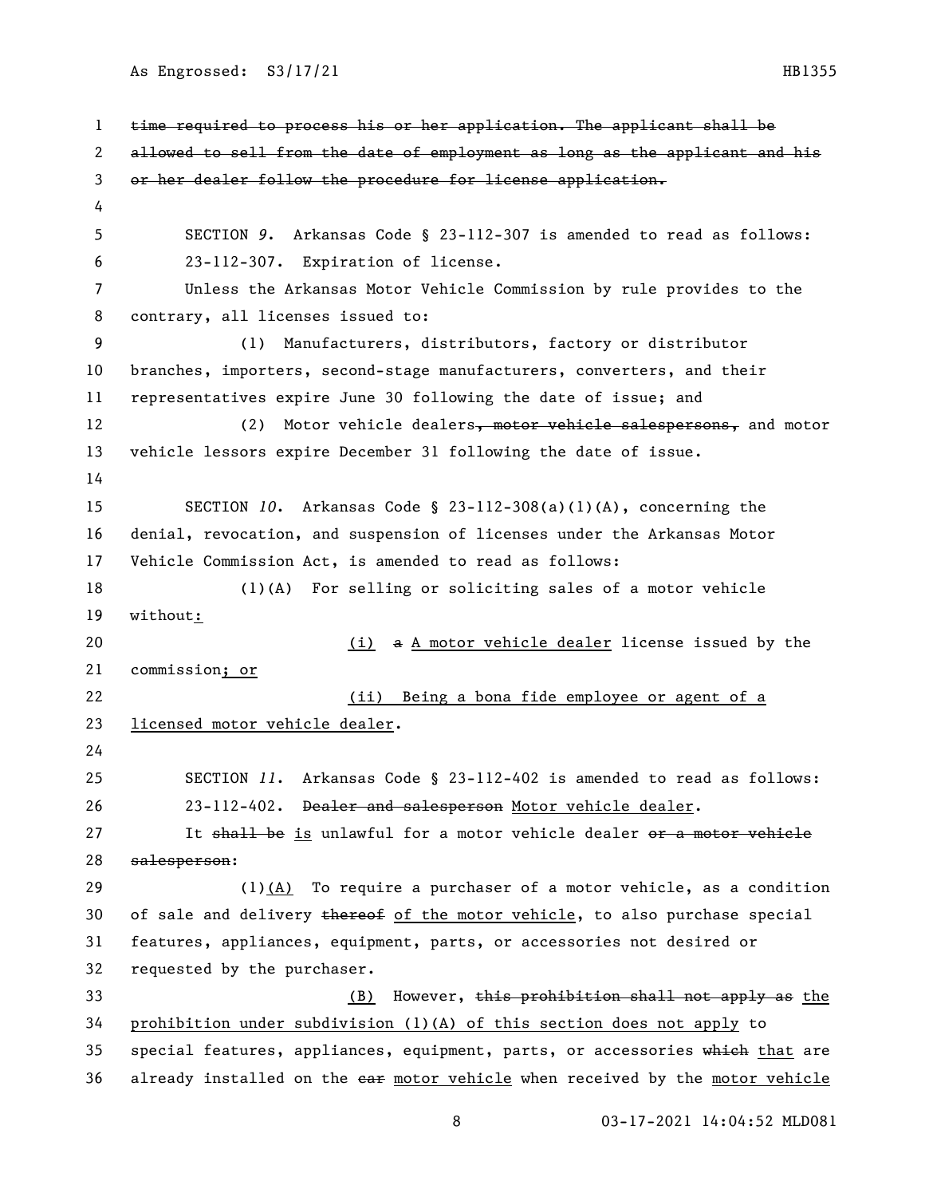~~time required to process his or her application. The applicant shall be allowed to sell from the date of employment as long as the applicant and his or her dealer follow the procedure for license application.~~

SECTION *9*. Arkansas Code § 23-112-307 is amended to read as follows:

23-112-307. Expiration of license.

Unless the Arkansas Motor Vehicle Commission by rule provides to the contrary, all licenses issued to:

(1) Manufacturers, distributors, factory or distributor branches, importers, second-stage manufacturers, converters, and their representatives expire June 30 following the date of issue; and

(2) Motor vehicle dealers~~, motor vehicle salespersons,~~ and motor vehicle lessors expire December 31 following the date of issue.

SECTION *10*. Arkansas Code § 23-112-308(a)(1)(A), concerning the denial, revocation, and suspension of licenses under the Arkansas Motor Vehicle Commission Act, is amended to read as follows:

(1)(A) For selling or soliciting sales of a motor vehicle without<u>:</u>

<u>(i)</u> ~~a~~ <u>A motor vehicle dealer</u> license issued by the commission<u>; or</u>

<u>(ii) Being a bona fide employee or agent of a licensed motor vehicle dealer</u>.

SECTION *11*. Arkansas Code § 23-112-402 is amended to read as follows:

23-112-402. ~~Dealer and salesperson~~ <u>Motor vehicle dealer</u>.

It ~~shall be~~ <u>is</u> unlawful for a motor vehicle dealer ~~or a motor vehicle salesperson~~:

(1)<u>(A)</u> To require a purchaser of a motor vehicle, as a condition of sale and delivery ~~thereof~~ <u>of the motor vehicle</u>, to also purchase special features, appliances, equipment, parts, or accessories not desired or requested by the purchaser.

<u>(B)</u> However, ~~this prohibition shall not apply as~~ <u>the prohibition under subdivision (1)(A) of this section does not apply</u> to special features, appliances, equipment, parts, or accessories ~~which~~ <u>that</u> are already installed on the ~~car~~ <u>motor vehicle</u> when received by the <u>motor vehicle</u>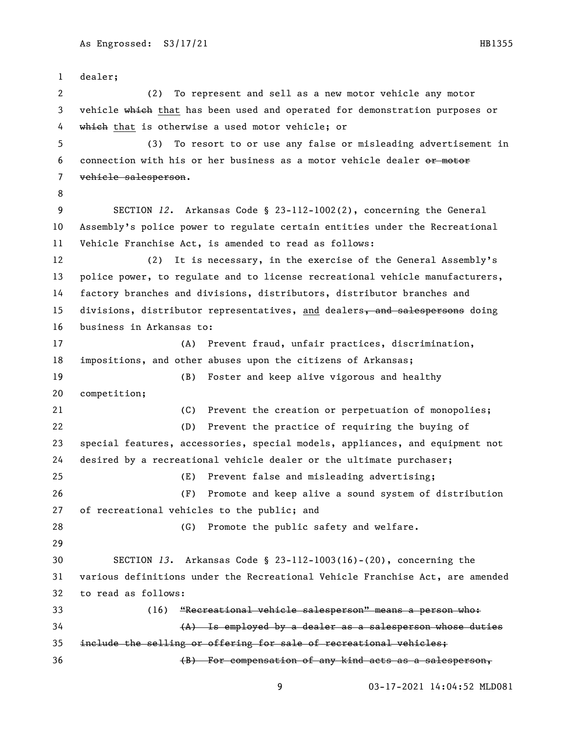dealer;

(2) To represent and sell as a new motor vehicle any motor vehicle ~~which~~ <u>that</u> has been used and operated for demonstration purposes or ~~which~~ <u>that</u> is otherwise a used motor vehicle; or

(3) To resort to or use any false or misleading advertisement in connection with his or her business as a motor vehicle dealer ~~or motor vehicle salesperson~~.

SECTION *12*. Arkansas Code § 23-112-1002(2), concerning the General Assembly's police power to regulate certain entities under the Recreational Vehicle Franchise Act, is amended to read as follows:

(2) It is necessary, in the exercise of the General Assembly's police power, to regulate and to license recreational vehicle manufacturers, factory branches and divisions, distributors, distributor branches and divisions, distributor representatives, <u>and</u> dealers~~, and salespersons~~ doing business in Arkansas to:

(A) Prevent fraud, unfair practices, discrimination, impositions, and other abuses upon the citizens of Arkansas;

(B) Foster and keep alive vigorous and healthy competition;

(C) Prevent the creation or perpetuation of monopolies;

(D) Prevent the practice of requiring the buying of special features, accessories, special models, appliances, and equipment not desired by a recreational vehicle dealer or the ultimate purchaser;

(E) Prevent false and misleading advertising;

(F) Promote and keep alive a sound system of distribution of recreational vehicles to the public; and

(G) Promote the public safety and welfare.

SECTION *13*. Arkansas Code § 23-112-1003(16)-(20), concerning the various definitions under the Recreational Vehicle Franchise Act, are amended to read as follows:

(16) ~~"Recreational vehicle salesperson" means a person who:~~

~~(A) Is employed by a dealer as a salesperson whose duties include the selling or offering for sale of recreational vehicles;~~

~~(B) For compensation of any kind acts as a salesperson,~~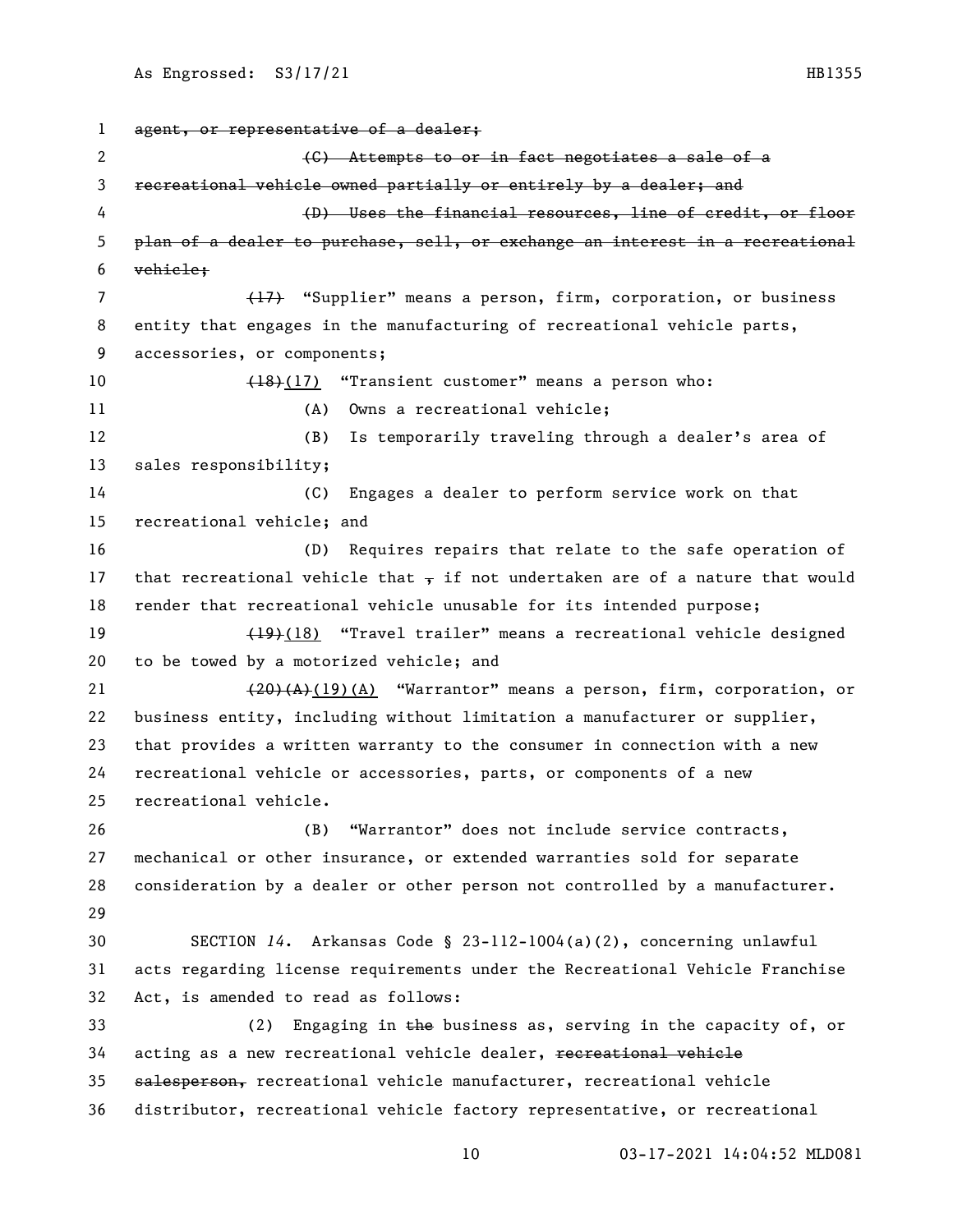~~agent, or representative of a dealer;~~

~~(C) Attempts to or in fact negotiates a sale of a recreational vehicle owned partially or entirely by a dealer; and~~

~~(D) Uses the financial resources, line of credit, or floor plan of a dealer to purchase, sell, or exchange an interest in a recreational vehicle;~~

~~(17)~~ "Supplier" means a person, firm, corporation, or business entity that engages in the manufacturing of recreational vehicle parts, accessories, or components;

~~(18)~~(17) "Transient customer" means a person who:

(A) Owns a recreational vehicle;

(B) Is temporarily traveling through a dealer's area of sales responsibility;

(C) Engages a dealer to perform service work on that recreational vehicle; and

(D) Requires repairs that relate to the safe operation of that recreational vehicle that ~~,~~ if not undertaken are of a nature that would render that recreational vehicle unusable for its intended purpose;

~~(19)~~(18) "Travel trailer" means a recreational vehicle designed to be towed by a motorized vehicle; and

~~(20)(A)~~(19)(A) "Warrantor" means a person, firm, corporation, or business entity, including without limitation a manufacturer or supplier, that provides a written warranty to the consumer in connection with a new recreational vehicle or accessories, parts, or components of a new recreational vehicle.

(B) "Warrantor" does not include service contracts, mechanical or other insurance, or extended warranties sold for separate consideration by a dealer or other person not controlled by a manufacturer.

SECTION *14*. Arkansas Code § 23-112-1004(a)(2), concerning unlawful acts regarding license requirements under the Recreational Vehicle Franchise Act, is amended to read as follows:

(2) Engaging in ~~the~~ business as, serving in the capacity of, or acting as a new recreational vehicle dealer, ~~recreational vehicle salesperson,~~ recreational vehicle manufacturer, recreational vehicle distributor, recreational vehicle factory representative, or recreational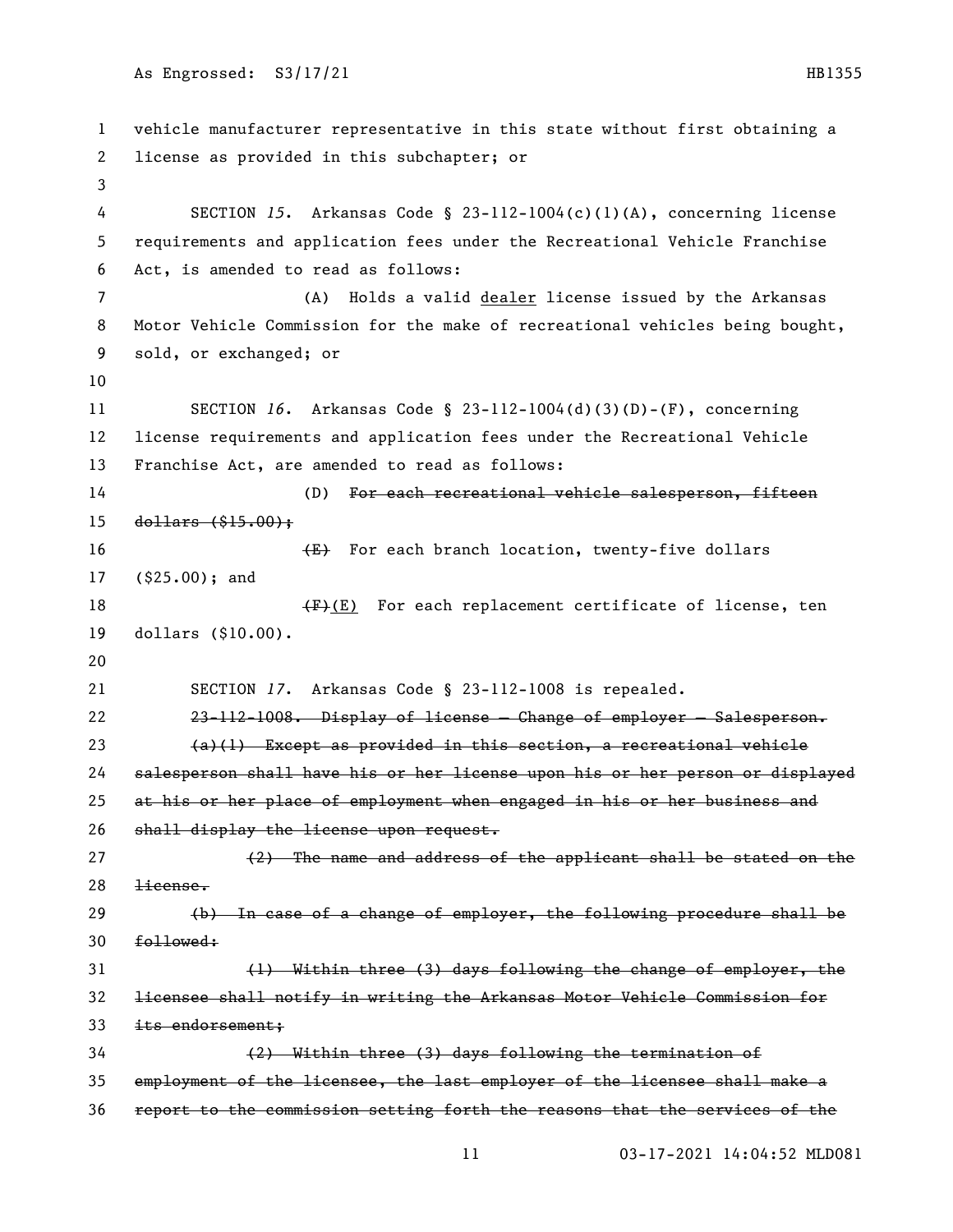vehicle manufacturer representative in this state without first obtaining a license as provided in this subchapter; or

SECTION *15*. Arkansas Code § 23-112-1004(c)(1)(A), concerning license requirements and application fees under the Recreational Vehicle Franchise Act, is amended to read as follows:

(A) Holds a valid <u>dealer</u> license issued by the Arkansas Motor Vehicle Commission for the make of recreational vehicles being bought, sold, or exchanged; or

SECTION *16*. Arkansas Code § 23-112-1004(d)(3)(D)-(F), concerning license requirements and application fees under the Recreational Vehicle Franchise Act, are amended to read as follows:

(D) ~~For each recreational vehicle salesperson, fifteen dollars ($15.00);~~

~~(E)~~ For each branch location, twenty-five dollars ($25.00); and

~~(F)~~<u>(E)</u> For each replacement certificate of license, ten dollars ($10.00).

SECTION *17*. Arkansas Code § 23-112-1008 is repealed.

~~23-112-1008. Display of license — Change of employer — Salesperson.~~

~~(a)(1) Except as provided in this section, a recreational vehicle salesperson shall have his or her license upon his or her person or displayed at his or her place of employment when engaged in his or her business and shall display the license upon request.~~

~~(2) The name and address of the applicant shall be stated on the license.~~

~~(b) In case of a change of employer, the following procedure shall be followed:~~

~~(1) Within three (3) days following the change of employer, the licensee shall notify in writing the Arkansas Motor Vehicle Commission for its endorsement;~~

~~(2) Within three (3) days following the termination of employment of the licensee, the last employer of the licensee shall make a report to the commission setting forth the reasons that the services of the~~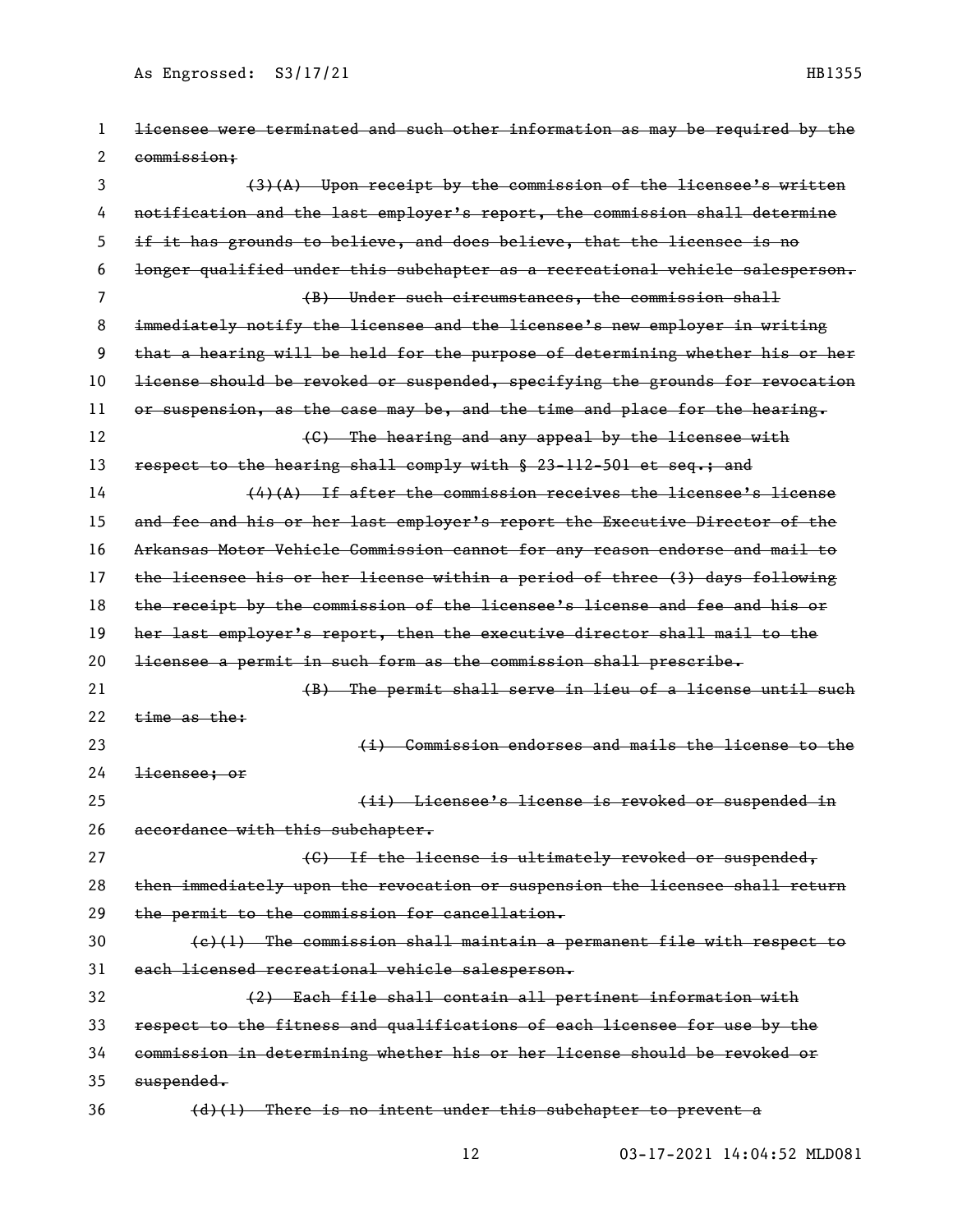~~licensee were terminated and such other information as may be required by the commission;~~

~~(3)(A) Upon receipt by the commission of the licensee's written notification and the last employer's report, the commission shall determine if it has grounds to believe, and does believe, that the licensee is no longer qualified under this subchapter as a recreational vehicle salesperson.~~

~~(B) Under such circumstances, the commission shall immediately notify the licensee and the licensee's new employer in writing that a hearing will be held for the purpose of determining whether his or her license should be revoked or suspended, specifying the grounds for revocation or suspension, as the case may be, and the time and place for the hearing.~~

~~(C) The hearing and any appeal by the licensee with respect to the hearing shall comply with § 23-112-501 et seq.; and~~

~~(4)(A) If after the commission receives the licensee's license and fee and his or her last employer's report the Executive Director of the Arkansas Motor Vehicle Commission cannot for any reason endorse and mail to the licensee his or her license within a period of three (3) days following the receipt by the commission of the licensee's license and fee and his or her last employer's report, then the executive director shall mail to the licensee a permit in such form as the commission shall prescribe.~~

~~(B) The permit shall serve in lieu of a license until such time as the:~~

~~(i) Commission endorses and mails the license to the licensee; or~~

~~(ii) Licensee's license is revoked or suspended in accordance with this subchapter.~~

~~(C) If the license is ultimately revoked or suspended, then immediately upon the revocation or suspension the licensee shall return the permit to the commission for cancellation.~~

~~(c)(1) The commission shall maintain a permanent file with respect to each licensed recreational vehicle salesperson.~~

~~(2) Each file shall contain all pertinent information with respect to the fitness and qualifications of each licensee for use by the commission in determining whether his or her license should be revoked or suspended.~~

~~(d)(1) There is no intent under this subchapter to prevent a~~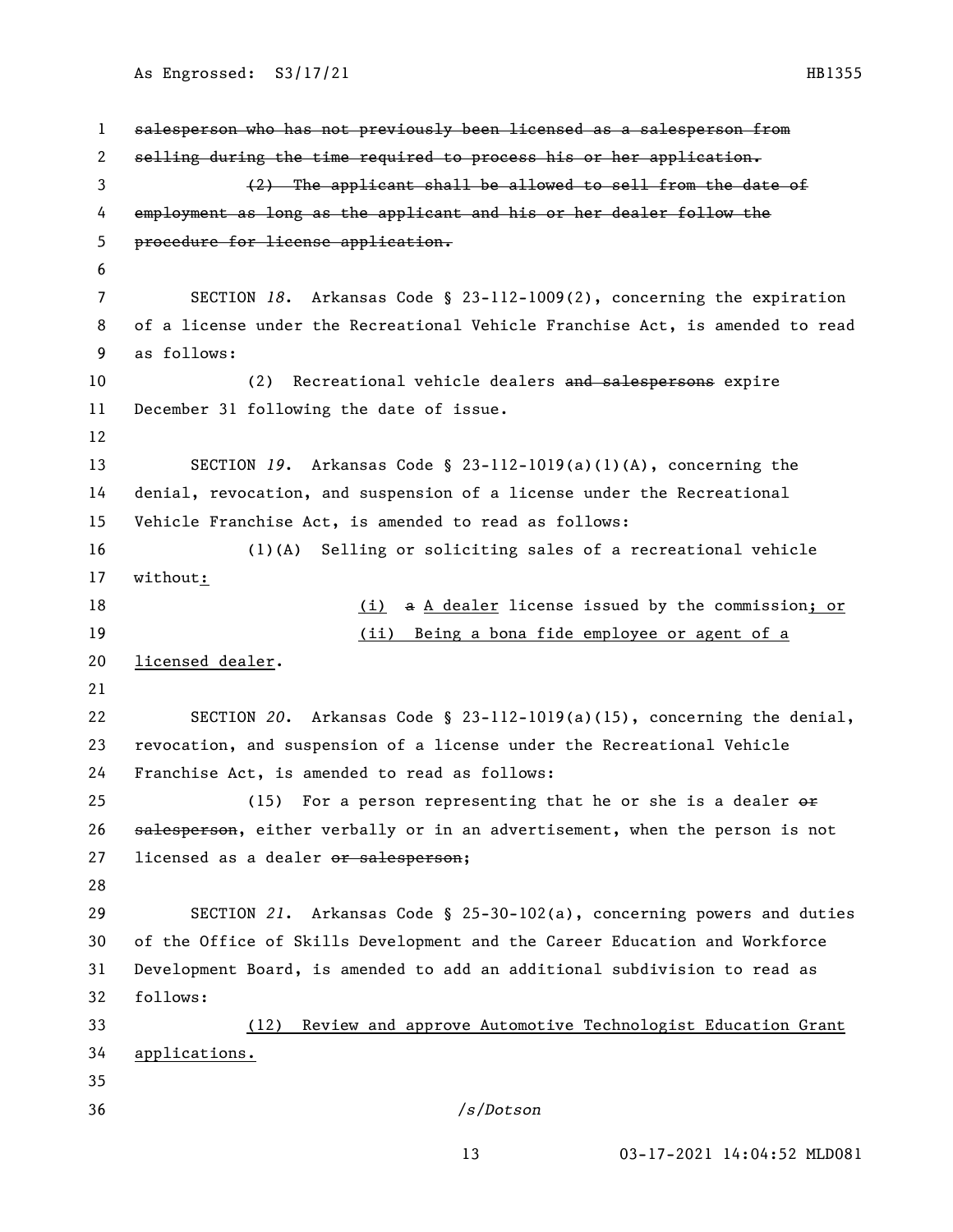~~salesperson who has not previously been licensed as a salesperson from selling during the time required to process his or her application.~~

~~(2) The applicant shall be allowed to sell from the date of employment as long as the applicant and his or her dealer follow the procedure for license application.~~

SECTION *18*. Arkansas Code § 23-112-1009(2), concerning the expiration of a license under the Recreational Vehicle Franchise Act, is amended to read as follows:

(2) Recreational vehicle dealers ~~and salespersons~~ expire December 31 following the date of issue.

SECTION *19*. Arkansas Code § 23-112-1019(a)(1)(A), concerning the denial, revocation, and suspension of a license under the Recreational Vehicle Franchise Act, is amended to read as follows:

(1)(A) Selling or soliciting sales of a recreational vehicle without<u>:</u>

<u>(i)</u> ~~a~~ <u>A dealer</u> license issued by the commission<u>; or</u>

<u>(ii) Being a bona fide employee or agent of a licensed dealer</u>.

SECTION *20*. Arkansas Code § 23-112-1019(a)(15), concerning the denial, revocation, and suspension of a license under the Recreational Vehicle Franchise Act, is amended to read as follows:

(15) For a person representing that he or she is a dealer ~~or salesperson~~, either verbally or in an advertisement, when the person is not licensed as a dealer ~~or salesperson~~;

SECTION *21*. Arkansas Code § 25-30-102(a), concerning powers and duties of the Office of Skills Development and the Career Education and Workforce Development Board, is amended to add an additional subdivision to read as follows:

<u>(12) Review and approve Automotive Technologist Education Grant applications.</u>

*/s/Dotson*